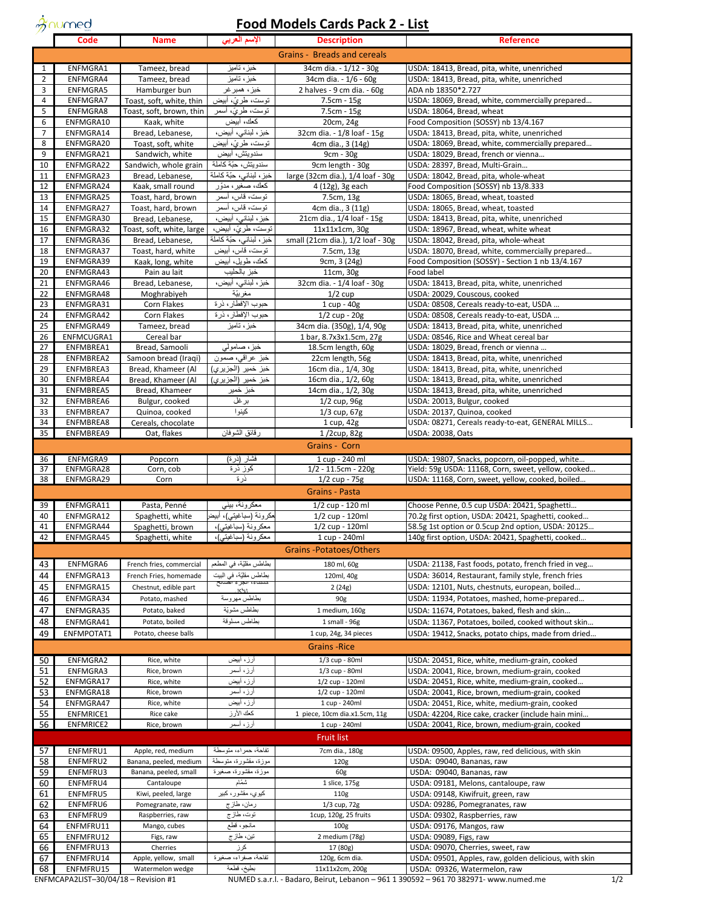# Food Models Cards Pack 2 - List

| | Code | Name | الإسم العربي | Description | Reference |
|---|---|---|---|---|---|
| **Grains - Breads and cereals** | | | | | |
| 1 | ENFMGRA1 | Tameez, bread | خبز، تاميز | 34cm dia. - 1/12 - 30g | USDA: 18413, Bread, pita, white, unenriched |
| 2 | ENFMGRA4 | Tameez, bread | خبز، تاميز | 34cm dia. - 1/6 - 60g | USDA: 18413, Bread, pita, white, unenriched |
| 3 | ENFMGRA5 | Hamburger bun | خبز، همبرغر | 2 halves - 9 cm dia. - 60g | ADA nb 18350*2.727 |
| 4 | ENFMGRA7 | Toast, soft, white, thin | توست، طريّ، أبيض | 7.5cm - 15g | USDA: 18069, Bread, white, commercially prepared... |
| 5 | ENFMGRA8 | Toast, soft, brown, thin | توست، طريّ، أسمر | 7.5cm - 15g | USDA: 18064, Bread, wheat |
| 6 | ENFMGRA10 | Kaak, white | كعك، أبيض | 20cm, 24g | Food Composition (SOSSY) nb 13/4.167 |
| 7 | ENFMGRA14 | Bread, Lebanese, | خبز، لبناني، أبيض، | 32cm dia. - 1/8 loaf - 15g | USDA: 18413, Bread, pita, white, unenriched |
| 8 | ENFMGRA20 | Toast, soft, white | توست، طريّ، أبيض | 4cm dia., 3 (14g) | USDA: 18069, Bread, white, commercially prepared... |
| 9 | ENFMGRA21 | Sandwich, white | سندويتش، أبيض | 9cm - 30g | USDA: 18029, Bread, french or vienna... |
| 10 | ENFMGRA22 | Sandwich, whole grain | سندويتش، حبّة كاملة | 9cm length - 30g | USDA: 28397, Bread, Multi-Grain... |
| 11 | ENFMGRA23 | Bread, Lebanese, | خبز، لبناني، حبّة كاملة | large (32cm dia.), 1/4 loaf - 30g | USDA: 18042, Bread, pita, whole-wheat |
| 12 | ENFMGRA24 | Kaak, small round | كعك، صغير، مدوّر | 4 (12g), 3g each | Food Composition (SOSSY) nb 13/8.333 |
| 13 | ENFMGRA25 | Toast, hard, brown | توست، قاس، أسمر | 7.5cm, 13g | USDA: 18065, Bread, wheat, toasted |
| 14 | ENFMGRA27 | Toast, hard, brown | توست، قاس، أسمر | 4cm dia., 3 (11g) | USDA: 18065, Bread, wheat, toasted |
| 15 | ENFMGRA30 | Bread, Lebanese, | خبز، لبناني، أبيض، | 21cm dia., 1/4 loaf - 15g | USDA: 18413, Bread, pita, white, unenriched |
| 16 | ENFMGRA32 | Toast, soft, white, large | توست، طريّ، أبيض، | 11x11x1cm, 30g | USDA: 18967, Bread, wheat, white wheat |
| 17 | ENFMGRA36 | Bread, Lebanese, | خبز، لبناني، حبّة كاملة | small (21cm dia.), 1/2 loaf - 30g | USDA: 18042, Bread, pita, whole-wheat |
| 18 | ENFMGRA37 | Toast, hard, white | توست، قاس، أبيض | 7.5cm, 13g | USDA: 18070, Bread, white, commercially prepared... |
| 19 | ENFMGRA39 | Kaak, long, white | كعك، طويل، أبيض | 9cm, 3 (24g) | Food Composition (SOSSY) - Section 1 nb 13/4.167 |
| 20 | ENFMGRA43 | Pain au lait | خبز بالحليب | 11cm, 30g | Food label |
| 21 | ENFMGRA46 | Bread, Lebanese, | خبز، لبناني، أبيض، | 32cm dia. - 1/4 loaf - 30g | USDA: 18413, Bread, pita, white, unenriched |
| 22 | ENFMGRA48 | Moghrabiyeh | مغربيّة | 1/2 cup | USDA: 20029, Couscous, cooked |
| 23 | ENFMGRA31 | Corn Flakes | حبوب الإفطار، ذرة | 1 cup - 40g | USDA: 08508, Cereals ready-to-eat, USDA ... |
| 24 | ENFMGRA42 | Corn Flakes | حبوب الإفطار، ذرة | 1/2 cup - 20g | USDA: 08508, Cereals ready-to-eat, USDA ... |
| 25 | ENFMGRA49 | Tameez, bread | خبز، تاميز | 34cm dia. (350g), 1/4, 90g | USDA: 18413, Bread, pita, white, unenriched |
| 26 | ENFMCUGRA1 | Cereal bar | | 1 bar, 8.7x3x1.5cm, 27g | USDA: 08546, Rice and Wheat cereal bar |
| 27 | ENFMBREA1 | Bread, Samooli | خبز، صامولي | 18.5cm length, 60g | USDA: 18029, Bread, french or vienna ... |
| 28 | ENFMBREA2 | Samoon bread (Iraqi) | خبز عراقي، صمون | 22cm length, 56g | USDA: 18413, Bread, pita, white, unenriched |
| 29 | ENFMBREA3 | Bread, Khameer (Al | خبز خمير (الجزيري) | 16cm dia., 1/4, 30g | USDA: 18413, Bread, pita, white, unenriched |
| 30 | ENFMBREA4 | Bread, Khameer (Al | خبز خمير (الجزيري) | 16cm dia., 1/2, 60g | USDA: 18413, Bread, pita, white, unenriched |
| 31 | ENFMBREA5 | Bread, Khameer | خبز خمير | 14cm dia., 1/2, 30g | USDA: 18413, Bread, pita, white, unenriched |
| 32 | ENFMBREA6 | Bulgur, cooked | برغل | 1/2 cup, 96g | USDA: 20013, Bulgur, cooked |
| 33 | ENFMBREA7 | Quinoa, cooked | كينوا | 1/3 cup, 67g | USDA: 20137, Quinoa, cooked |
| 34 | ENFMBREA8 | Cereals, chocolate | | 1 cup, 42g | USDA: 08271, Cereals ready-to-eat, GENERAL MILLS... |
| 35 | ENFMBREA9 | Oat, flakes | رقائق الشوفان | 1 /2cup, 82g | USDA: 20038, Oats |
| **Grains - Corn** | | | | | |
| 36 | ENFMGRA9 | Popcorn | فشار (ذرة) | 1 cup - 240 ml | USDA: 19807, Snacks, popcorn, oil-popped, white... |
| 37 | ENFMGRA28 | Corn, cob | كوز ذرة | 1/2 - 11.5cm - 220g | Yield: 59g USDA: 11168, Corn, sweet, yellow, cooked... |
| 38 | ENFMGRA29 | Corn | ذرة | 1/2 cup - 75g | USDA: 11168, Corn, sweet, yellow, cooked, boiled... |
| **Grains - Pasta** | | | | | |
| 39 | ENFMGRA11 | Pasta, Penné | معكرونة، بيني | 1/2 cup - 120 ml | Choose Penne, 0.5 cup USDA: 20421, Spaghetti... |
| 40 | ENFMGRA12 | Spaghetti, white | معكرونة (سباغيتي)، أبيض | 1/2 cup - 120ml | 70.2g first option, USDA: 20421, Spaghetti, cooked... |
| 41 | ENFMGRA44 | Spaghetti, brown | معكرونة (سباغيتي)، | 1/2 cup - 120ml | 58.5g 1st option or 0.5cup 2nd option, USDA: 20125... |
| 42 | ENFMGRA45 | Spaghetti, white | معكرونة (سباغيتي)، | 1 cup - 240ml | 140g first option, USDA: 20421, Spaghetti, cooked... |
| **Grains -Potatoes/Others** | | | | | |
| 43 | ENFMGRA6 | French fries, commercial | بطاطس مقليّة، في المطعم | 180 ml, 60g | USDA: 21138, Fast foods, potato, french fried in veg... |
| 44 | ENFMGRA13 | French Fries, homemade | بطاطس مقليّة، في البيت | 120ml, 40g | USDA: 36014, Restaurant, family style, french fries |
| 45 | ENFMGRA15 | Chestnut, edible part | كستناء، الجزء الصالح للأكل | 2 (24g) | USDA: 12101, Nuts, chestnuts, european, boiled... |
| 46 | ENFMGRA34 | Potato, mashed | بطاطس مهروسة | 90g | USDA: 11934, Potatoes, mashed, home-prepared... |
| 47 | ENFMGRA35 | Potato, baked | بطاطس مشويّة | 1 medium, 160g | USDA: 11674, Potatoes, baked, flesh and skin... |
| 48 | ENFMGRA41 | Potato, boiled | بطاطس مسلوقة | 1 small - 96g | USDA: 11367, Potatoes, boiled, cooked without skin... |
| 49 | ENFMPOTAT1 | Potato, cheese balls | | 1 cup, 24g, 34 pieces | USDA: 19412, Snacks, potato chips, made from dried... |
| **Grains -Rice** | | | | | |
| 50 | ENFMGRA2 | Rice, white | أرز، أبيض | 1/3 cup - 80ml | USDA: 20451, Rice, white, medium-grain, cooked |
| 51 | ENFMGRA3 | Rice, brown | أرز، أسمر | 1/3 cup - 80ml | USDA: 20041, Rice, brown, medium-grain, cooked |
| 52 | ENFMGRA17 | Rice, white | أرز، أبيض | 1/2 cup - 120ml | USDA: 20451, Rice, white, medium-grain, cooked... |
| 53 | ENFMGRA18 | Rice, brown | أرز، أسمر | 1/2 cup - 120ml | USDA: 20041, Rice, brown, medium-grain, cooked |
| 54 | ENFMGRA47 | Rice, white | أرز، أبيض | 1 cup - 240ml | USDA: 20451, Rice, white, medium-grain, cooked |
| 55 | ENFMRICE1 | Rice cake | كعك الأرز | 1 piece, 10cm dia.x1.5cm, 11g | USDA: 42204, Rice cake, cracker (include hain mini... |
| 56 | ENFMRICE2 | Rice, brown | أرز، أسمر | 1 cup - 240ml | USDA: 20041, Rice, brown, medium-grain, cooked |
| **Fruit list** | | | | | |
| 57 | ENFMFRU1 | Apple, red, medium | تفاحة، حمراء، متوسطة | 7cm dia., 180g | USDA: 09500, Apples, raw, red delicious, with skin |
| 58 | ENFMFRU2 | Banana, peeled, medium | موزة، مقشورة، متوسطة | 120g | USDA: 09040, Bananas, raw |
| 59 | ENFMFRU3 | Banana, peeled, small | موزة، مقشورة، صغيرة | 60g | USDA: 09040, Bananas, raw |
| 60 | ENFMFRU4 | Cantaloupe | شمّام | 1 slice, 175g | USDA: 09181, Melons, cantaloupe, raw |
| 61 | ENFMFRU5 | Kiwi, peeled, large | كيوي، مقشور، كبير | 110g | USDA: 09148, Kiwifruit, green, raw |
| 62 | ENFMFRU6 | Pomegranate, raw | رمان، طازج | 1/3 cup, 72g | USDA: 09286, Pomegranates, raw |
| 63 | ENFMFRU9 | Raspberries, raw | توت، طازج | 1cup, 120g, 25 fruits | USDA: 09302, Raspberries, raw |
| 64 | ENFMFRU11 | Mango, cubes | مانجو، قطع | 100g | USDA: 09176, Mangos, raw |
| 65 | ENFMFRU12 | Figs, raw | تين، طازج | 2 medium (78g) | USDA: 09089, Figs, raw |
| 66 | ENFMFRU13 | Cherries | كرز | 17 (80g) | USDA: 09070, Cherries, sweet, raw |
| 67 | ENFMFRU14 | Apple, yellow, small | تفاحة، صفراء، صغيرة | 120g, 6cm dia. | USDA: 09501, Apples, raw, golden delicious, with skin |
| 68 | ENFMFRU15 | Watermelon wedge | بطيخ، قطعة | 11x11x2cm, 200g | USDA: 09326, Watermelon, raw |

ENFMCAPA2LIST–30/04/18 – Revision #1 — NUMED s.a.r.l. - Badaro, Beirut, Lebanon – 961 1 390592 – 961 70 382971- www.numed.me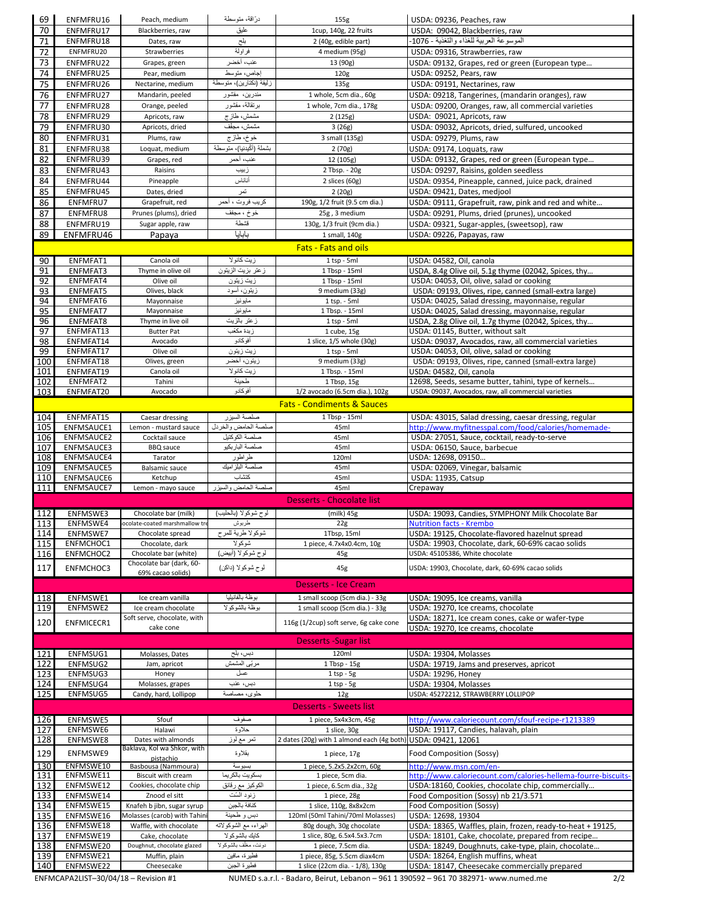| | | | | | |
|---|---|---|---|---|---|
| 69 | ENFMFRU16 | Peach, medium | درّاقة، متوسطة | 155g | USDA: 09236, Peaches, raw |
| 70 | ENFMFRU17 | Blackberries, raw | عليق | 1cup, 140g, 22 fruits | USDA: 09042, Blackberries, raw |
| 71 | ENFMFRU18 | Dates, raw | بلح | 2 (40g, edible part) | الموسوعة العربية للغذاء والتغذية - 1076- |
| 72 | ENFMFRU20 | Strawberries | فراولة | 4 medium (95g) | USDA: 09316, Strawberries, raw |
| 73 | ENFMFRU22 | Grapes, green | عنب، أخضر | 13 (90g) | USDA: 09132, Grapes, red or green (European type… |
| 74 | ENFMFRU25 | Pear, medium | إجاص، متوسط | 120g | USDA: 09252, Pears, raw |
| 75 | ENFMFRU26 | Nectarine, medium | زليقة (نكتارين)، متوسطة | 135g | USDA: 09191, Nectarines, raw |
| 76 | ENFMFRU27 | Mandarin, peeled | مندرين، مقشور | 1 whole, 5cm dia., 60g | USDA: 09218, Tangerines, (mandarin oranges), raw |
| 77 | ENFMFRU28 | Orange, peeled | برتقالة، مقشور | 1 whole, 7cm dia., 178g | USDA: 09200, Oranges, raw, all commercial varieties |
| 78 | ENFMFRU29 | Apricots, raw | مشمش، طازج | 2 (125g) | USDA: 09021, Apricots, raw |
| 79 | ENFMFRU30 | Apricots, dried | مشمش، مجفف | 3 (26g) | USDA: 09032, Apricots, dried, sulfured, uncooked |
| 80 | ENFMFRU31 | Plums, raw | خوخ، طازج | 3 small (135g) | USDA: 09279, Plums, raw |
| 81 | ENFMFRU38 | Loquat, medium | بشملة (أكيدنيا)، متوسطة | 2 (70g) | USDA: 09174, Loquats, raw |
| 82 | ENFMFRU39 | Grapes, red | عنب، أحمر | 12 (105g) | USDA: 09132, Grapes, red or green (European type… |
| 83 | ENFMFRU43 | Raisins | زبيب | 2 Tbsp. - 20g | USDA: 09297, Raisins, golden seedless |
| 84 | ENFMFRU44 | Pineapple | أناناس | 2 slices (60g) | USDA: 09354, Pineapple, canned, juice pack, drained |
| 85 | ENFMFRU45 | Dates, dried | تمر | 2 (20g) | USDA: 09421, Dates, medjool |
| 86 | ENFMFRU7 | Grapefruit, red | كريب فروت ، احمر | 190g, 1/2 fruit (9.5 cm dia.) | USDA: 09111, Grapefruit, raw, pink and red and white… |
| 87 | ENFMFRU8 | Prunes (plums), dried | خوخ ، مجفف | 25g , 3 medium | USDA: 09291, Plums, dried (prunes), uncooked |
| 88 | ENFMFRU19 | Sugar apple, raw | قشطة | 130g, 1/3 fruit (9cm dia.) | USDA: 09321, Sugar-apples, (sweetsop), raw |
| 89 | ENFMFRU46 | Papaya | بابايا | 1 small, 140g | USDA: 09226, Papayas, raw |
| **Fats - Fats and oils** | | | | | |
| 90 | ENFMFAT1 | Canola oil | زيت كانولا | 1 tsp - 5ml | USDA: 04582, Oil, canola |
| 91 | ENFMFAT3 | Thyme in olive oil | زعتر بزيت الزيتون | 1 Tbsp - 15ml | USDA, 8.4g Olive oil, 5.1g thyme (02042, Spices, thy… |
| 92 | ENFMFAT4 | Olive oil | زيت زيتون | 1 Tbsp - 15ml | USDA: 04053, Oil, olive, salad or cooking |
| 93 | ENFMFAT5 | Olives, black | زيتون، أسود | 9 medium (33g) | USDA: 09193, Olives, ripe, canned (small-extra large) |
| 94 | ENFMFAT6 | Mayonnaise | مايونيز | 1 tsp. - 5ml | USDA: 04025, Salad dressing, mayonnaise, regular |
| 95 | ENFMFAT7 | Mayonnaise | مايونيز | 1 Tbsp. - 15ml | USDA: 04025, Salad dressing, mayonnaise, regular |
| 96 | ENFMFAT8 | Thyme in live oil | زعتر بالزيت | 1 tsp - 5ml | USDA, 2.8g Olive oil, 1.7g thyme (02042, Spices, thy… |
| 97 | ENFMFAT13 | Butter Pat | زبدة مكعب | 1 cube, 15g | USDA: 01145, Butter, without salt |
| 98 | ENFMFAT14 | Avocado | أفوكادو | 1 slice, 1/5 whole (30g) | USDA: 09037, Avocados, raw, all commercial varieties |
| 99 | ENFMFAT17 | Olive oil | زيت زيتون | 1 tsp - 5ml | USDA: 04053, Oil, olive, salad or cooking |
| 100 | ENFMFAT18 | Olives, green | زيتون، أخضر | 9 medium (33g) | USDA: 09193, Olives, ripe, canned (small-extra large) |
| 101 | ENFMFAT19 | Canola oil | زيت كانولا | 1 Tbsp. - 15ml | USDA: 04582, Oil, canola |
| 102 | ENFMFAT2 | Tahini | طحينة | 1 Tbsp, 15g | 12698, Seeds, sesame butter, tahini, type of kernels… |
| 103 | ENFMFAT20 | Avocado | أفوكادو | 1/2 avocado (6.5cm dia.), 102g | USDA: 09037, Avocados, raw, all commercial varieties |
| **Fats - Condiments & Sauces** | | | | | |
| 104 | ENFMFAT15 | Caesar dressing | صلصة السيزر | 1 Tbsp - 15ml | USDA: 43015, Salad dressing, caesar dressing, regular |
| 105 | ENFMSAUCE1 | Lemon - mustard sauce | صلصة الحامض والخردل | 45ml | http://www.myfitnesspal.com/food/calories/homemade- |
| 106 | ENFMSAUCE2 | Cocktail sauce | صلصة الكوكتيل | 45ml | USDA: 27051, Sauce, cocktail, ready-to-serve |
| 107 | ENFMSAUCE3 | BBQ sauce | صلصة الباربكيو | 45ml | USDA: 06150, Sauce, barbecue |
| 108 | ENFMSAUCE4 | Tarator | طراطور | 120ml | USDA: 12698, 09150… |
| 109 | ENFMSAUCE5 | Balsamic sauce | صلصة البلزاميك | 45ml | USDA: 02069, Vinegar, balsamic |
| 110 | ENFMSAUCE6 | Ketchup | كتشاب | 45ml | USDA: 11935, Catsup |
| 111 | ENFMSAUCE7 | Lemon - mayo sauce | صلصة الحامض والسيزر | 45ml | Crepaway |
| **Desserts - Chocolate list** | | | | | |
| 112 | ENFMSWE3 | Chocolate bar (milk) | لوح شوكولا (بالحليب) | (milk) 45g | USDA: 19093, Candies, SYMPHONY Milk Chocolate Bar |
| 113 | ENFMSWE4 | ocolate-coated marshmallow tre | طربوش | 22g | Nutrition facts - Krembo |
| 114 | ENFMSWE7 | Chocolate spread | شوكولا طرية للمرح | 1Tbsp, 15ml | USDA: 19125, Chocolate-flavored hazelnut spread |
| 115 | ENFMCHOC1 | Chocolate, dark | شوكولا | 1 piece, 4.7x4x0.4cm, 10g | USDA: 19903, Chocolate, dark, 60-69% cacao solids |
| 116 | ENFMCHOC2 | Chocolate bar (white) | لوح شوكولا (أبيض) | 45g | USDA: 45105386, White chocolate |
| 117 | ENFMCHOC3 | Chocolate bar (dark, 60-69% cacao solids) | لوح شوكولا (داكن) | 45g | USDA: 19903, Chocolate, dark, 60-69% cacao solids |
| **Desserts - Ice Cream** | | | | | |
| 118 | ENFMSWE1 | Ice cream vanilla | بوظة بالفانيليا | 1 small scoop (5cm dia.) - 33g | USDA: 19095, Ice creams, vanilla |
| 119 | ENFMSWE2 | Ice cream chocolate | بوظة بالشوكولا | 1 small scoop (5cm dia.) - 33g | USDA: 19270, Ice creams, chocolate |
| 120 | ENFMICECR1 | Soft serve, chocolate, with cake cone | | 116g (1/2cup) soft serve, 6g cake cone | USDA: 18271, Ice cream cones, cake or wafer-type USDA: 19270, Ice creams, chocolate |
| **Desserts -Sugar list** | | | | | |
| 121 | ENFMSUG1 | Molasses, Dates | دبس، بلح | 120ml | USDA: 19304, Molasses |
| 122 | ENFMSUG2 | Jam, apricot | مربّى المشمش | 1 Tbsp - 15g | USDA: 19719, Jams and preserves, apricot |
| 123 | ENFMSUG3 | Honey | عسل | 1 tsp - 5g | USDA: 19296, Honey |
| 124 | ENFMSUG4 | Molasses, grapes | دبس، عنب | 1 tsp - 5g | USDA: 19304, Molasses |
| 125 | ENFMSUG5 | Candy, hard, Lollipop | حلوى، مصاصة | 12g | USDA: 45272212, STRAWBERRY LOLLIPOP |
| **Desserts - Sweets list** | | | | | |
| 126 | ENFMSWE5 | Sfouf | صفوف | 1 piece, 5x4x3cm, 45g | http://www.caloriecount.com/sfouf-recipe-r1213389 |
| 127 | ENFMSWE6 | Halawi | حلاوة | 1 slice, 30g | USDA: 19117, Candies, halavah, plain |
| 128 | ENFMSWE8 | Dates with almonds | تمر مع لوز | 2 dates (20g) with 1 almond each (4g both) | USDA: 09421, 12061 |
| 129 | ENFMSWE9 | Baklava, Kol wa Shkor, with pistachio | بقلاوة | 1 piece, 17g | Food Composition (Sossy) |
| 130 | ENFMSWE10 | Basbousa (Nammoura) | بسبوسة | 1 piece, 5.2x5.2x2cm, 60g | http://www.msn.com/en- |
| 131 | ENFMSWE11 | Biscuit with cream | بسكويت بالكريما | 1 piece, 5cm dia. | http://www.caloriecount.com/calories-hellema-fourre-biscuits- |
| 132 | ENFMSWE12 | Cookies, chocolate chip | الكوكيز مع رقائق | 1 piece, 6.5cm dia., 32g | USDA:18160, Cookies, chocolate chip, commercially… |
| 133 | ENFMSWE14 | Znood el sitt | زنود السّت | 1 piece, 28g | Food Composition (Sossy) nb 21/3.571 |
| 134 | ENFMSWE15 | Knafeh b jibn, sugar syrup | كنافة بالجبن | 1 slice, 110g, 8x8x2cm | Food Composition (Sossy) |
| 135 | ENFMSWE16 | Molasses (carob) with Tahini | دبس و طحينة | 120ml (50ml Tahini/70ml Molasses) | USDA: 12698, 19304 |
| 136 | ENFMSWE18 | Waffle, with chocolate | الهراء، مع الشوكولاته | 80g dough, 30g chocolate | USDA: 18365, Waffles, plain, frozen, ready-to-heat + 19125, |
| 137 | ENFMSWE19 | Cake, chocolate | كايك بالشوكولا | 1 slice, 80g, 6.5x4.5x3.7cm | USDA: 18101, Cake, chocolate, prepared from recipe… |
| 138 | ENFMSWE20 | Doughnut, chocolate glazed | دونت، مغلّف بالشوكولا | 1 piece, 7.5cm dia. | USDA: 18249, Doughnuts, cake-type, plain, chocolate… |
| 139 | ENFMSWE21 | Muffin, plain | فطيرة، مافين | 1 piece, 85g, 5.5cm diax4cm | USDA: 18264, English muffins, wheat |
| 140 | ENFMSWE22 | Cheesecake | فطيرة الجبن | 1 slice (22cm dia. - 1/8), 130g | USDA: 18147, Cheesecake commercially prepared |

ENFMCAPA2LIST–30/04/18 – Revision #1 NUMED s.a.r.l. - Badaro, Beirut, Lebanon – 961 1 390592 – 961 70 382971- www.numed.me